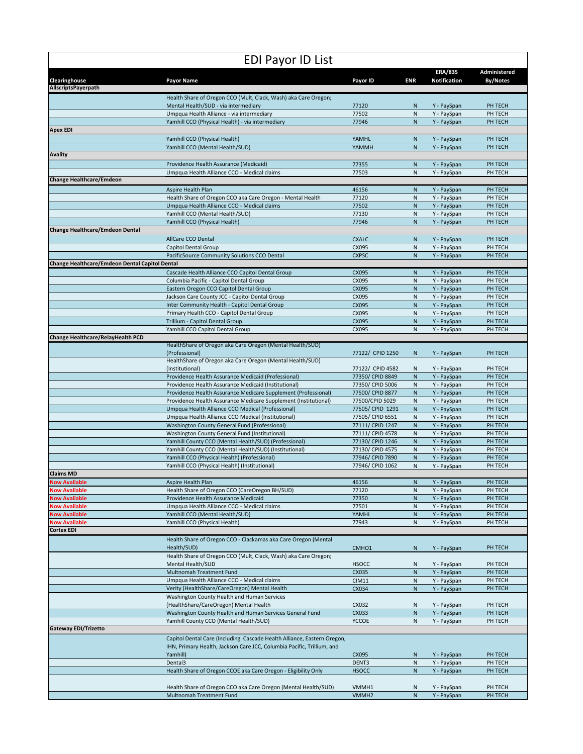# EDI Payor ID List

| Clearinghouse | Payor Name | Payor ID | ENR | ERA/835 Notification | Administered By/Notes |
|---|---|---|---|---|---|
| **AllscriptsPayerpath** | | | | | |
| | Health Share of Oregon CCO (Mult, Clack, Wash) aka Care Oregon; Mental Health/SUD - via intermediary | 77120 | N | Y - PaySpan | PH TECH |
| | Umpqua Health Alliance - via intermediary | 77502 | N | Y - PaySpan | PH TECH |
| | Yamhill CCO (Physical Health) - via intermediary | 77946 | N | Y - PaySpan | PH TECH |
| **Apex EDI** | | | | | |
| | Yamhill CCO (Physical Health) | YAMHL | N | Y - PaySpan | PH TECH |
| | Yamhill CCO (Mental Health/SUD) | YAMMH | N | Y - PaySpan | PH TECH |
| **Avality** | | | | | |
| | Providence Health Assurance (Medicaid) | 77355 | N | Y - PaySpan | PH TECH |
| | Umpqua Health Alliance CCO - Medical claims | 77503 | N | Y - PaySpan | PH TECH |
| **Change Healthcare/Emdeon** | | | | | |
| | Aspire Health Plan | 46156 | N | Y - PaySpan | PH TECH |
| | Health Share of Oregon CCO aka Care Oregon - Mental Health | 77120 | N | Y - PaySpan | PH TECH |
| | Umpqua Health Alliance CCO - Medical claims | 77502 | N | Y - PaySpan | PH TECH |
| | Yamhill CCO (Mental Health/SUD) | 77130 | N | Y - PaySpan | PH TECH |
| | Yamhill CCO (Physical Health) | 77946 | N | Y - PaySpan | PH TECH |
| **Change Healthcare/Emdeon Dental** | | | | | |
| | AllCare CCO Dental | CXALC | N | Y - PaySpan | PH TECH |
| | Capitol Dental Group | CX095 | N | Y - PaySpan | PH TECH |
| | PacificSource Community Solutions CCO Dental | CXPSC | N | Y - PaySpan | PH TECH |
| **Change Healthcare/Emdeon Dental Capitol Dental** | | | | | |
| | Cascade Health Alliance CCO Capitol Dental Group | CX095 | N | Y - PaySpan | PH TECH |
| | Columbia Pacific - Capitol Dental Group | CX095 | N | Y - PaySpan | PH TECH |
| | Eastern Oregon CCO Capitol Dental Group | CX095 | N | Y - PaySpan | PH TECH |
| | Jackson Care County JCC - Capitol Dental Group | CX095 | N | Y - PaySpan | PH TECH |
| | Inter Community Health - Capitol Dental Group | CX095 | N | Y - PaySpan | PH TECH |
| | Primary Health CCO - Capitol Dental Group | CX095 | N | Y - PaySpan | PH TECH |
| | Trillium - Capitol Dental Group | CX095 | N | Y - PaySpan | PH TECH |
| | Yamhill CCO Capitol Dental Group | CX095 | N | Y - PaySpan | PH TECH |
| **Change Healthcare/RelayHealth PCD** | | | | | |
| | HealthShare of Oregon aka Care Oregon (Mental Health/SUD) (Professional) | 77122/ CPID 1250 | N | Y - PaySpan | PH TECH |
| | HealthShare of Oregon aka Care Oregon (Mental Health/SUD) (Institutional) | 77122/ CPID 4582 | N | Y - PaySpan | PH TECH |
| | Providence Health Assurance Medicaid (Professional) | 77350/ CPID 8849 | N | Y - PaySpan | PH TECH |
| | Providence Health Assurance Medicaid (Institutional) | 77350/ CPID 5006 | N | Y - PaySpan | PH TECH |
| | Providence Health Assurance Medicare Supplement (Professional) | 77500/ CPID 8877 | N | Y - PaySpan | PH TECH |
| | Providence Health Assurance Medicare Supplement (Institutional) | 77500/CPID 5029 | N | Y - PaySpan | PH TECH |
| | Umpqua Health Alliance CCO Medical (Professional) | 77505/ CPID 1291 | N | Y - PaySpan | PH TECH |
| | Umpqua Health Alliance CCO Medical (Institutional) | 77505/ CPID 6551 | N | Y - PaySpan | PH TECH |
| | Washington County General Fund (Professional) | 77111/ CPID 1247 | N | Y - PaySpan | PH TECH |
| | Washington County General Fund (Institutional) | 77111/ CPID 4578 | N | Y - PaySpan | PH TECH |
| | Yamhill County CCO (Mental Health/SUD) (Professional) | 77130/ CPID 1246 | N | Y - PaySpan | PH TECH |
| | Yamhill County CCO (Mental Health/SUD) (Institutional) | 77130/ CPID 4575 | N | Y - PaySpan | PH TECH |
| | Yamhill CCO (Physical Health) (Professional) | 77946/ CPID 7890 | N | Y - PaySpan | PH TECH |
| | Yamhill CCO (Physical Health) (Institutional) | 77946/ CPID 1062 | N | Y - PaySpan | PH TECH |
| **Claims MD** | | | | | |
| Now Available | Aspire Health Plan | 46156 | N | Y - PaySpan | PH TECH |
| Now Available | Health Share of Oregon CCO (CareOregon BH/SUD) | 77120 | N | Y - PaySpan | PH TECH |
| Now Available | Providence Health Assurance Medicaid | 77350 | N | Y - PaySpan | PH TECH |
| Now Available | Umpqua Health Alliance CCO - Medical claims | 77501 | N | Y - PaySpan | PH TECH |
| Now Available | Yamhill CCO (Mental Health/SUD) | YAMHL | N | Y - PaySpan | PH TECH |
| Now Available | Yamhill CCO (Physical Health) | 77943 | N | Y - PaySpan | PH TECH |
| **Cortex EDI** | | | | | |
| | Health Share of Oregon CCO - Clackamas aka Care Oregon (Mental Health/SUD) | CMHO1 | N | Y - PaySpan | PH TECH |
| | Health Share of Oregon CCO (Mult, Clack, Wash) aka Care Oregon; Mental Health/SUD | HSOCC | N | Y - PaySpan | PH TECH |
| | Multnomah Treatment Fund | CX035 | N | Y - PaySpan | PH TECH |
| | Umpqua Health Alliance CCO - Medical claims | CIM11 | N | Y - PaySpan | PH TECH |
| | Verity (HealthShare/CareOregon) Mental Health | CX034 | N | Y - PaySpan | PH TECH |
| | Washington County Health and Human Services (HealthShare/CareOregon) Mental Health | CX032 | N | Y - PaySpan | PH TECH |
| | Washington County Health and Human Services General Fund | CX033 | N | Y - PaySpan | PH TECH |
| | Yamhill County CCO (Mental Health/SUD) | YCCOE | N | Y - PaySpan | PH TECH |
| **Gateway EDI/Trizetto** | | | | | |
| | Capitol Dental Care (Including Cascade Health Alliance, Eastern Oregon, IHN, Primary Health, Jackson Care JCC, Columbia Pacific, Trillium, and Yamhill) | CX095 | N | Y - PaySpan | PH TECH |
| | Dental3 | DENT3 | N | Y - PaySpan | PH TECH |
| | Health Share of Oregon CCOE aka Care Oregon - Eligibility Only | HSOCC | N | Y - PaySpan | PH TECH |
| | Health Share of Oregon CCO aka Care Oregon (Mental Health/SUD) | VMMH1 | N | Y - PaySpan | PH TECH |
| | Multnomah Treatment Fund | VMMH2 | N | Y - PaySpan | PH TECH |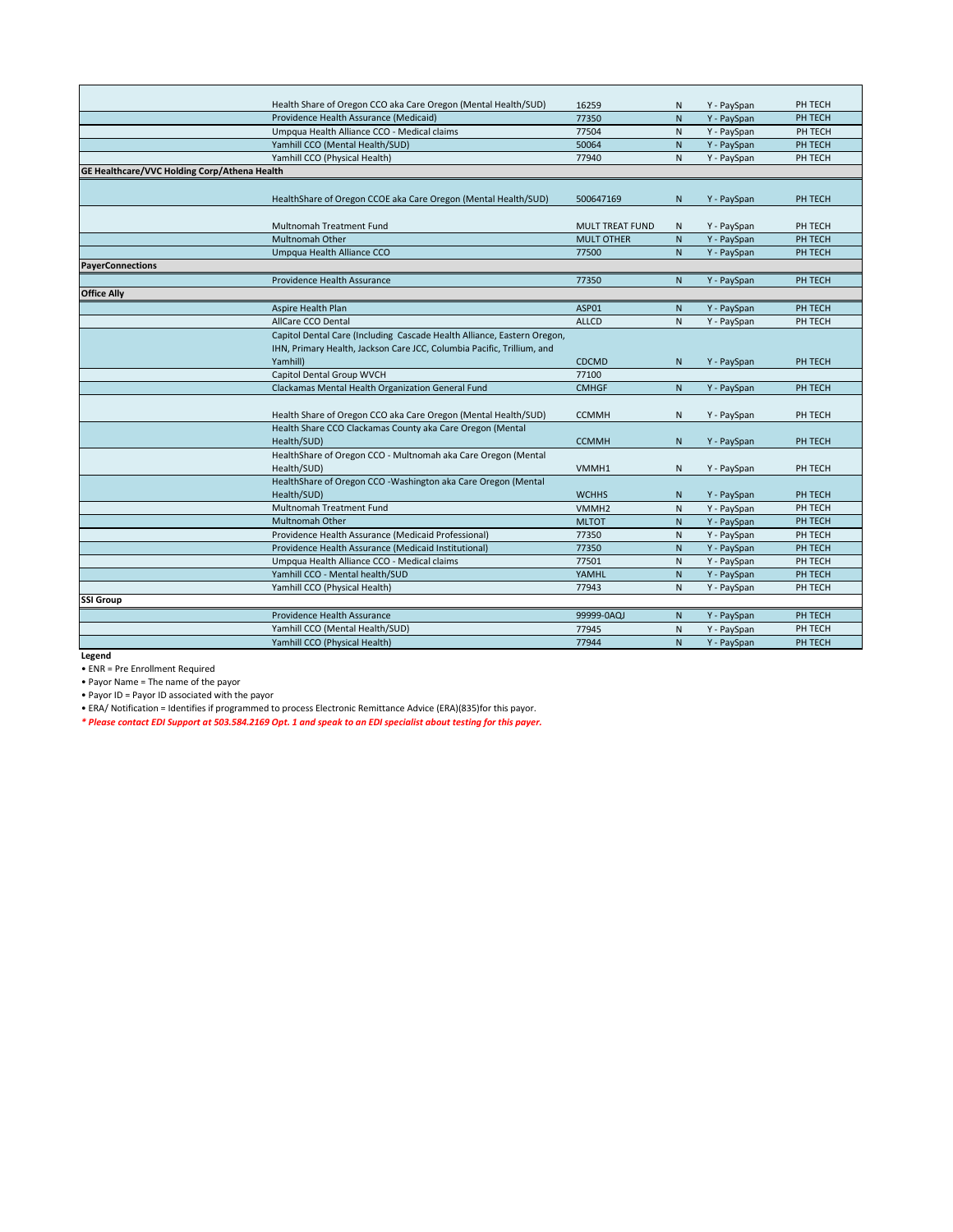| | | | | | |
|---|---|---|---|---|---|
| | Health Share of Oregon CCO aka Care Oregon (Mental Health/SUD) | 16259 | N | Y - PaySpan | PH TECH |
| | Providence Health Assurance (Medicaid) | 77350 | N | Y - PaySpan | PH TECH |
| | Umpqua Health Alliance CCO - Medical claims | 77504 | N | Y - PaySpan | PH TECH |
| | Yamhill CCO (Mental Health/SUD) | 50064 | N | Y - PaySpan | PH TECH |
| | Yamhill CCO (Physical Health) | 77940 | N | Y - PaySpan | PH TECH |
| **GE Healthcare/VVC Holding Corp/Athena Health** | | | | | |
| | HealthShare of Oregon CCOE aka Care Oregon (Mental Health/SUD) | 500647169 | N | Y - PaySpan | PH TECH |
| | Multnomah Treatment Fund | MULT TREAT FUND | N | Y - PaySpan | PH TECH |
| | Multnomah Other | MULT OTHER | N | Y - PaySpan | PH TECH |
| | Umpqua Health Alliance CCO | 77500 | N | Y - PaySpan | PH TECH |
| **PayerConnections** | | | | | |
| | Providence Health Assurance | 77350 | N | Y - PaySpan | PH TECH |
| **Office Ally** | | | | | |
| | Aspire Health Plan | ASP01 | N | Y - PaySpan | PH TECH |
| | AllCare CCO Dental | ALLCD | N | Y - PaySpan | PH TECH |
| | Capitol Dental Care (Including Cascade Health Alliance, Eastern Oregon, IHN, Primary Health, Jackson Care JCC, Columbia Pacific, Trillium, and Yamhill) | CDCMD | N | Y - PaySpan | PH TECH |
| | Capitol Dental Group WVCH | 77100 | | | |
| | Clackamas Mental Health Organization General Fund | CMHGF | N | Y - PaySpan | PH TECH |
| | Health Share of Oregon CCO aka Care Oregon (Mental Health/SUD) | CCMMH | N | Y - PaySpan | PH TECH |
| | Health Share CCO Clackamas County aka Care Oregon (Mental Health/SUD) | CCMMH | N | Y - PaySpan | PH TECH |
| | HealthShare of Oregon CCO - Multnomah aka Care Oregon (Mental Health/SUD) | VMMH1 | N | Y - PaySpan | PH TECH |
| | HealthShare of Oregon CCO -Washington aka Care Oregon (Mental Health/SUD) | WCHHS | N | Y - PaySpan | PH TECH |
| | Multnomah Treatment Fund | VMMH2 | N | Y - PaySpan | PH TECH |
| | Multnomah Other | MLTOT | N | Y - PaySpan | PH TECH |
| | Providence Health Assurance (Medicaid Professional) | 77350 | N | Y - PaySpan | PH TECH |
| | Providence Health Assurance (Medicaid Institutional) | 77350 | N | Y - PaySpan | PH TECH |
| | Umpqua Health Alliance CCO - Medical claims | 77501 | N | Y - PaySpan | PH TECH |
| | Yamhill CCO - Mental health/SUD | YAMHL | N | Y - PaySpan | PH TECH |
| | Yamhill CCO (Physical Health) | 77943 | N | Y - PaySpan | PH TECH |
| **SSI Group** | | | | | |
| | Providence Health Assurance | 99999-0AQJ | N | Y - PaySpan | PH TECH |
| | Yamhill CCO (Mental Health/SUD) | 77945 | N | Y - PaySpan | PH TECH |
| | Yamhill CCO (Physical Health) | 77944 | N | Y - PaySpan | PH TECH |

**Legend**

- ENR = Pre Enrollment Required
- Payor Name = The name of the payor
- Payor ID = Payor ID associated with the payor
- ERA/ Notification = Identifies if programmed to process Electronic Remittance Advice (ERA)(835)for this payor.

***\* Please contact EDI Support at 503.584.2169 Opt. 1 and speak to an EDI specialist about testing for this payer.***